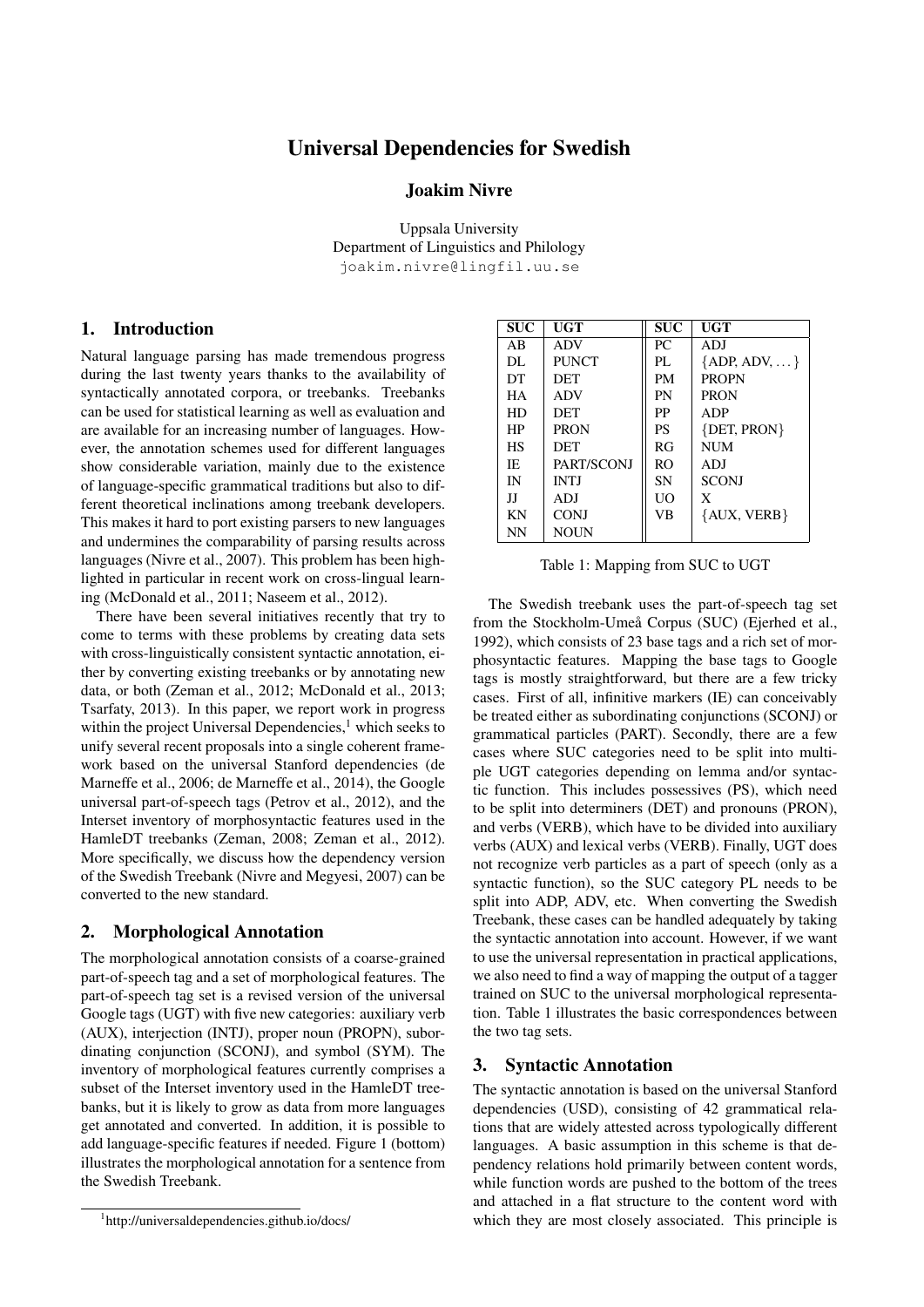# Universal Dependencies for Swedish

**Joakim Nivre**

Uppsala University
Department of Linguistics and Philology
joakim.nivre@lingfil.uu.se

## 1. Introduction

Natural language parsing has made tremendous progress during the last twenty years thanks to the availability of syntactically annotated corpora, or treebanks. Treebanks can be used for statistical learning as well as evaluation and are available for an increasing number of languages. However, the annotation schemes used for different languages show considerable variation, mainly due to the existence of language-specific grammatical traditions but also to different theoretical inclinations among treebank developers. This makes it hard to port existing parsers to new languages and undermines the comparability of parsing results across languages (Nivre et al., 2007). This problem has been highlighted in particular in recent work on cross-lingual learning (McDonald et al., 2011; Naseem et al., 2012).

There have been several initiatives recently that try to come to terms with these problems by creating data sets with cross-linguistically consistent syntactic annotation, either by converting existing treebanks or by annotating new data, or both (Zeman et al., 2012; McDonald et al., 2013; Tsarfaty, 2013). In this paper, we report work in progress within the project Universal Dependencies,[1] which seeks to unify several recent proposals into a single coherent framework based on the universal Stanford dependencies (de Marneffe et al., 2006; de Marneffe et al., 2014), the Google universal part-of-speech tags (Petrov et al., 2012), and the Interset inventory of morphosyntactic features used in the HamleDT treebanks (Zeman, 2008; Zeman et al., 2012). More specifically, we discuss how the dependency version of the Swedish Treebank (Nivre and Megyesi, 2007) can be converted to the new standard.

## 2. Morphological Annotation

The morphological annotation consists of a coarse-grained part-of-speech tag and a set of morphological features. The part-of-speech tag set is a revised version of the universal Google tags (UGT) with five new categories: auxiliary verb (AUX), interjection (INTJ), proper noun (PROPN), subordinating conjunction (SCONJ), and symbol (SYM). The inventory of morphological features currently comprises a subset of the Interset inventory used in the HamleDT treebanks, but it is likely to grow as data from more languages get annotated and converted. In addition, it is possible to add language-specific features if needed. Figure 1 (bottom) illustrates the morphological annotation for a sentence from the Swedish Treebank.

| SUC | UGT | SUC | UGT |
|---|---|---|---|
| AB | ADV | PC | ADJ |
| DL | PUNCT | PL | {ADP, ADV, ...} |
| DT | DET | PM | PROPN |
| HA | ADV | PN | PRON |
| HD | DET | PP | ADP |
| HP | PRON | PS | {DET, PRON} |
| HS | DET | RG | NUM |
| IE | PART/SCONJ | RO | ADJ |
| IN | INTJ | SN | SCONJ |
| JJ | ADJ | UO | X |
| KN | CONJ | VB | {AUX, VERB} |
| NN | NOUN | | |

Table 1: Mapping from SUC to UGT

The Swedish treebank uses the part-of-speech tag set from the Stockholm-Umeå Corpus (SUC) (Ejerhed et al., 1992), which consists of 23 base tags and a rich set of morphosyntactic features. Mapping the base tags to Google tags is mostly straightforward, but there are a few tricky cases. First of all, infinitive markers (IE) can conceivably be treated either as subordinating conjunctions (SCONJ) or grammatical particles (PART). Secondly, there are a few cases where SUC categories need to be split into multiple UGT categories depending on lemma and/or syntactic function. This includes possessives (PS), which need to be split into determiners (DET) and pronouns (PRON), and verbs (VERB), which have to be divided into auxiliary verbs (AUX) and lexical verbs (VERB). Finally, UGT does not recognize verb particles as a part of speech (only as a syntactic function), so the SUC category PL needs to be split into ADP, ADV, etc. When converting the Swedish Treebank, these cases can be handled adequately by taking the syntactic annotation into account. However, if we want to use the universal representation in practical applications, we also need to find a way of mapping the output of a tagger trained on SUC to the universal morphological representation. Table 1 illustrates the basic correspondences between the two tag sets.

## 3. Syntactic Annotation

The syntactic annotation is based on the universal Stanford dependencies (USD), consisting of 42 grammatical relations that are widely attested across typologically different languages. A basic assumption in this scheme is that dependency relations hold primarily between content words, while function words are pushed to the bottom of the trees and attached in a flat structure to the content word with which they are most closely associated. This principle is

[1] http://universaldependencies.github.io/docs/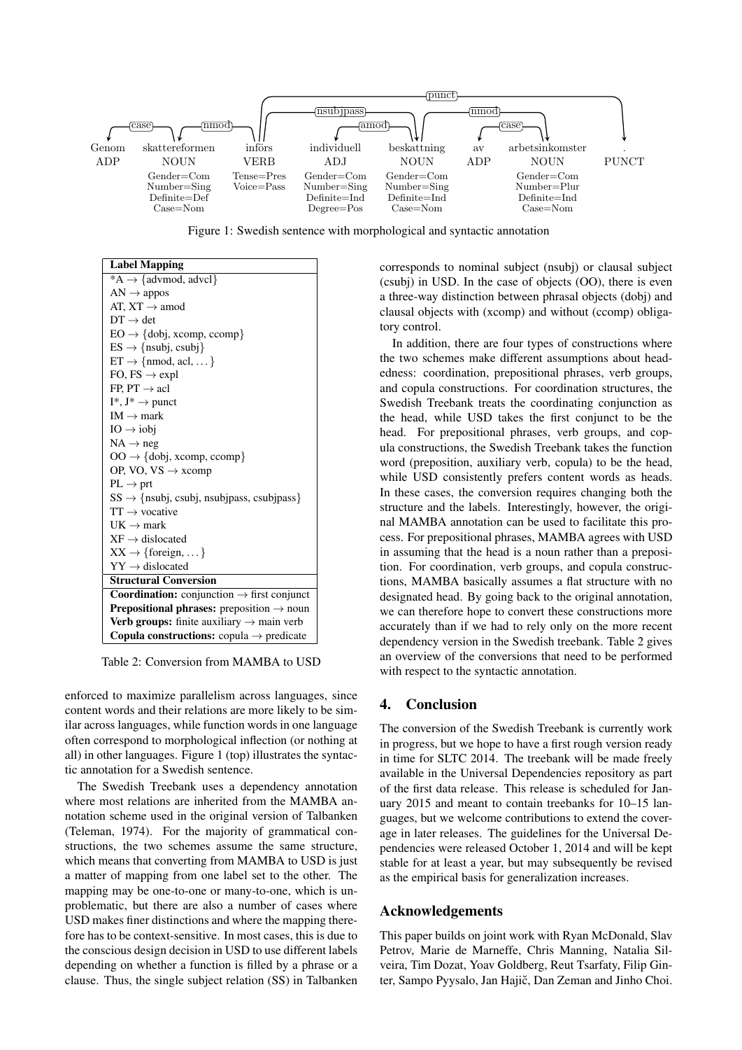| Genom | skattereformen | införs | individuell | beskattning | av | arbetsinkomster | . |
|---|---|---|---|---|---|---|---|
| ADP | NOUN | VERB | ADJ | NOUN | ADP | NOUN | PUNCT |
| | Gender=Com<br>Number=Sing<br>Definite=Def<br>Case=Nom | Tense=Pres<br>Voice=Pass | Gender=Com<br>Number=Sing<br>Definite=Ind<br>Degree=Pos | Gender=Com<br>Number=Sing<br>Definite=Ind<br>Case=Nom | | Gender=Com<br>Number=Plur<br>Definite=Ind<br>Case=Nom | |

Dependency relations: case (skattereformen → Genom), nmod (införs → skattereformen), nsubjpass (införs → beskattning), amod (beskattning → individuell), nmod (beskattning → arbetsinkomster), case (arbetsinkomster → av), punct (införs → .)

Figure 1: Swedish sentence with morphological and syntactic annotation

| **Label Mapping** |
|---|
| *A → {advmod, advcl} |
| AN → appos |
| AT, XT → amod |
| DT → det |
| EO → {dobj, xcomp, ccomp} |
| ES → {nsubj, csubj} |
| ET → {nmod, acl, ...} |
| FO, FS → expl |
| FP, PT → acl |
| I*, J* → punct |
| IM → mark |
| IO → iobj |
| NA → neg |
| OO → {dobj, xcomp, ccomp} |
| OP, VO, VS → xcomp |
| PL → prt |
| SS → {nsubj, csubj, nsubjpass, csubjpass} |
| TT → vocative |
| UK → mark |
| XF → dislocated |
| XX → {foreign, ...} |
| YY → dislocated |
| **Structural Conversion** |
| **Coordination:** conjunction → first conjunct |
| **Prepositional phrases:** preposition → noun |
| **Verb groups:** finite auxiliary → main verb |
| **Copula constructions:** copula → predicate |

Table 2: Conversion from MAMBA to USD

enforced to maximize parallelism across languages, since content words and their relations are more likely to be similar across languages, while function words in one language often correspond to morphological inflection (or nothing at all) in other languages. Figure 1 (top) illustrates the syntactic annotation for a Swedish sentence.

The Swedish Treebank uses a dependency annotation where most relations are inherited from the MAMBA annotation scheme used in the original version of Talbanken (Teleman, 1974). For the majority of grammatical constructions, the two schemes assume the same structure, which means that converting from MAMBA to USD is just a matter of mapping from one label set to the other. The mapping may be one-to-one or many-to-one, which is unproblematic, but there are also a number of cases where USD makes finer distinctions and where the mapping therefore has to be context-sensitive. In most cases, this is due to the conscious design decision in USD to use different labels depending on whether a function is filled by a phrase or a clause. Thus, the single subject relation (SS) in Talbanken corresponds to nominal subject (nsubj) or clausal subject (csubj) in USD. In the case of objects (OO), there is even a three-way distinction between phrasal objects (dobj) and clausal objects with (xcomp) and without (ccomp) obligatory control.

In addition, there are four types of constructions where the two schemes make different assumptions about headedness: coordination, prepositional phrases, verb groups, and copula constructions. For coordination structures, the Swedish Treebank treats the coordinating conjunction as the head, while USD takes the first conjunct to be the head. For prepositional phrases, verb groups, and copula constructions, the Swedish Treebank takes the function word (preposition, auxiliary verb, copula) to be the head, while USD consistently prefers content words as heads. In these cases, the conversion requires changing both the structure and the labels. Interestingly, however, the original MAMBA annotation can be used to facilitate this process. For prepositional phrases, MAMBA agrees with USD in assuming that the head is a noun rather than a preposition. For coordination, verb groups, and copula constructions, MAMBA basically assumes a flat structure with no designated head. By going back to the original annotation, we can therefore hope to convert these constructions more accurately than if we had to rely only on the more recent dependency version in the Swedish treebank. Table 2 gives an overview of the conversions that need to be performed with respect to the syntactic annotation.

## 4. Conclusion

The conversion of the Swedish Treebank is currently work in progress, but we hope to have a first rough version ready in time for SLTC 2014. The treebank will be made freely available in the Universal Dependencies repository as part of the first data release. This release is scheduled for January 2015 and meant to contain treebanks for 10–15 languages, but we welcome contributions to extend the coverage in later releases. The guidelines for the Universal Dependencies were released October 1, 2014 and will be kept stable for at least a year, but may subsequently be revised as the empirical basis for generalization increases.

## Acknowledgements

This paper builds on joint work with Ryan McDonald, Slav Petrov, Marie de Marneffe, Chris Manning, Natalia Silveira, Tim Dozat, Yoav Goldberg, Reut Tsarfaty, Filip Ginter, Sampo Pyysalo, Jan Hajič, Dan Zeman and Jinho Choi.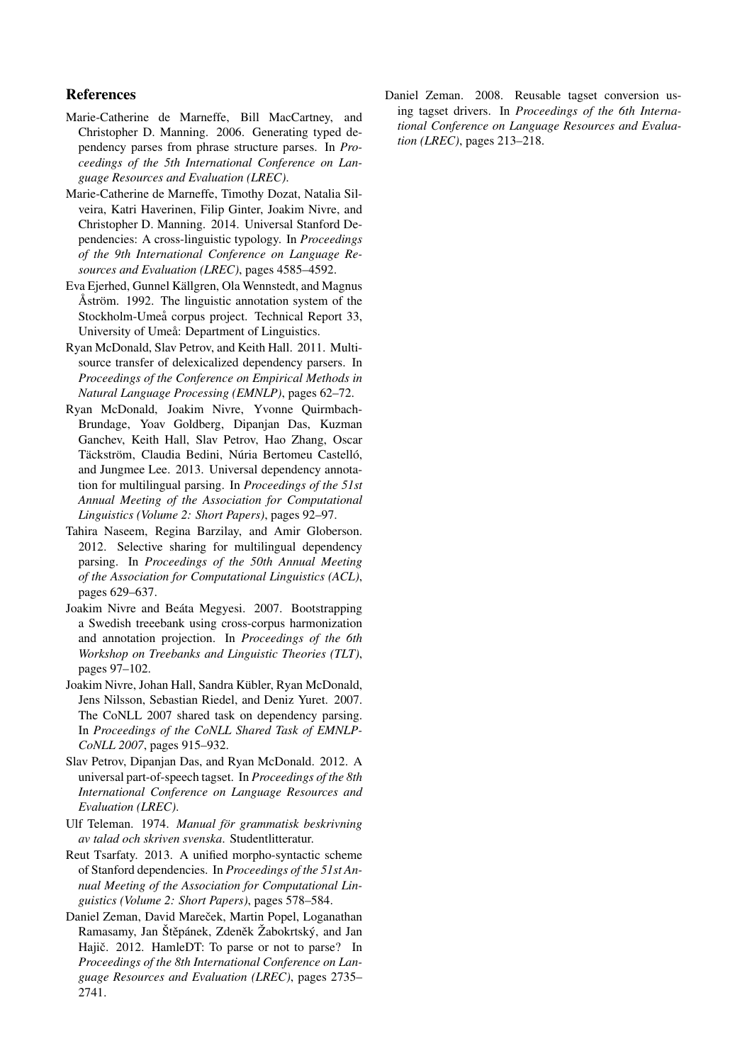## References

Marie-Catherine de Marneffe, Bill MacCartney, and Christopher D. Manning. 2006. Generating typed dependency parses from phrase structure parses. In *Proceedings of the 5th International Conference on Language Resources and Evaluation (LREC)*.

Marie-Catherine de Marneffe, Timothy Dozat, Natalia Silveira, Katri Haverinen, Filip Ginter, Joakim Nivre, and Christopher D. Manning. 2014. Universal Stanford Dependencies: A cross-linguistic typology. In *Proceedings of the 9th International Conference on Language Resources and Evaluation (LREC)*, pages 4585–4592.

Eva Ejerhed, Gunnel Källgren, Ola Wennstedt, and Magnus Åström. 1992. The linguistic annotation system of the Stockholm-Umeå corpus project. Technical Report 33, University of Umeå: Department of Linguistics.

Ryan McDonald, Slav Petrov, and Keith Hall. 2011. Multi-source transfer of delexicalized dependency parsers. In *Proceedings of the Conference on Empirical Methods in Natural Language Processing (EMNLP)*, pages 62–72.

Ryan McDonald, Joakim Nivre, Yvonne Quirmbach-Brundage, Yoav Goldberg, Dipanjan Das, Kuzman Ganchev, Keith Hall, Slav Petrov, Hao Zhang, Oscar Täckström, Claudia Bedini, Núria Bertomeu Castelló, and Jungmee Lee. 2013. Universal dependency annotation for multilingual parsing. In *Proceedings of the 51st Annual Meeting of the Association for Computational Linguistics (Volume 2: Short Papers)*, pages 92–97.

Tahira Naseem, Regina Barzilay, and Amir Globerson. 2012. Selective sharing for multilingual dependency parsing. In *Proceedings of the 50th Annual Meeting of the Association for Computational Linguistics (ACL)*, pages 629–637.

Joakim Nivre and Beáta Megyesi. 2007. Bootstrapping a Swedish treeebank using cross-corpus harmonization and annotation projection. In *Proceedings of the 6th Workshop on Treebanks and Linguistic Theories (TLT)*, pages 97–102.

Joakim Nivre, Johan Hall, Sandra Kübler, Ryan McDonald, Jens Nilsson, Sebastian Riedel, and Deniz Yuret. 2007. The CoNLL 2007 shared task on dependency parsing. In *Proceedings of the CoNLL Shared Task of EMNLP-CoNLL 2007*, pages 915–932.

Slav Petrov, Dipanjan Das, and Ryan McDonald. 2012. A universal part-of-speech tagset. In *Proceedings of the 8th International Conference on Language Resources and Evaluation (LREC)*.

Ulf Teleman. 1974. *Manual för grammatisk beskrivning av talad och skriven svenska.* Studentlitteratur.

Reut Tsarfaty. 2013. A unified morpho-syntactic scheme of Stanford dependencies. In *Proceedings of the 51st Annual Meeting of the Association for Computational Linguistics (Volume 2: Short Papers)*, pages 578–584.

Daniel Zeman, David Mareček, Martin Popel, Loganathan Ramasamy, Jan Štěpánek, Zdeněk Žabokrtský, and Jan Hajič. 2012. HamleDT: To parse or not to parse? In *Proceedings of the 8th International Conference on Language Resources and Evaluation (LREC)*, pages 2735–2741.

Daniel Zeman. 2008. Reusable tagset conversion using tagset drivers. In *Proceedings of the 6th International Conference on Language Resources and Evaluation (LREC)*, pages 213–218.